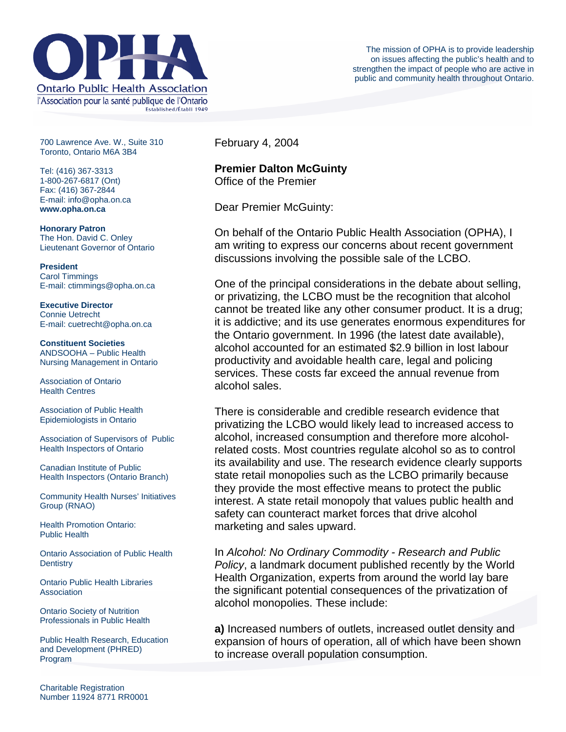# OPHA

Ontario Public Health Association

l'Association pour la santé publique de l'Ontario

Established/Établi 1949

The mission of OPHA is to provide leadership on issues affecting the public's health and to strengthen the impact of people who are active in public and community health throughout Ontario.

700 Lawrence Ave. W., Suite 310
Toronto, Ontario M6A 3B4

Tel: (416) 367-3313
1-800-267-6817 (Ont)
Fax: (416) 367-2844
E-mail: info@opha.on.ca
**www.opha.on.ca**

**Honorary Patron**
The Hon. David C. Onley
Lieutenant Governor of Ontario

**President**
Carol Timmings
E-mail: ctimmings@opha.on.ca

**Executive Director**
Connie Uetrecht
E-mail: cuetrecht@opha.on.ca

**Constituent Societies**

ANDSOOHA – Public Health Nursing Management in Ontario

Association of Ontario Health Centres

Association of Public Health Epidemiologists in Ontario

Association of Supervisors of Public Health Inspectors of Ontario

Canadian Institute of Public Health Inspectors (Ontario Branch)

Community Health Nurses' Initiatives Group (RNAO)

Health Promotion Ontario: Public Health

Ontario Association of Public Health Dentistry

Ontario Public Health Libraries Association

Ontario Society of Nutrition Professionals in Public Health

Public Health Research, Education and Development (PHRED) Program

Charitable Registration Number 11924 8771 RR0001

February 4, 2004

**Premier Dalton McGuinty**
Office of the Premier

Dear Premier McGuinty:

On behalf of the Ontario Public Health Association (OPHA), I am writing to express our concerns about recent government discussions involving the possible sale of the LCBO.

One of the principal considerations in the debate about selling, or privatizing, the LCBO must be the recognition that alcohol cannot be treated like any other consumer product. It is a drug; it is addictive; and its use generates enormous expenditures for the Ontario government. In 1996 (the latest date available), alcohol accounted for an estimated $2.9 billion in lost labour productivity and avoidable health care, legal and policing services. These costs far exceed the annual revenue from alcohol sales.

There is considerable and credible research evidence that privatizing the LCBO would likely lead to increased access to alcohol, increased consumption and therefore more alcohol-related costs. Most countries regulate alcohol so as to control its availability and use. The research evidence clearly supports state retail monopolies such as the LCBO primarily because they provide the most effective means to protect the public interest. A state retail monopoly that values public health and safety can counteract market forces that drive alcohol marketing and sales upward.

In *Alcohol: No Ordinary Commodity - Research and Public Policy*, a landmark document published recently by the World Health Organization, experts from around the world lay bare the significant potential consequences of the privatization of alcohol monopolies. These include:

**a)** Increased numbers of outlets, increased outlet density and expansion of hours of operation, all of which have been shown to increase overall population consumption.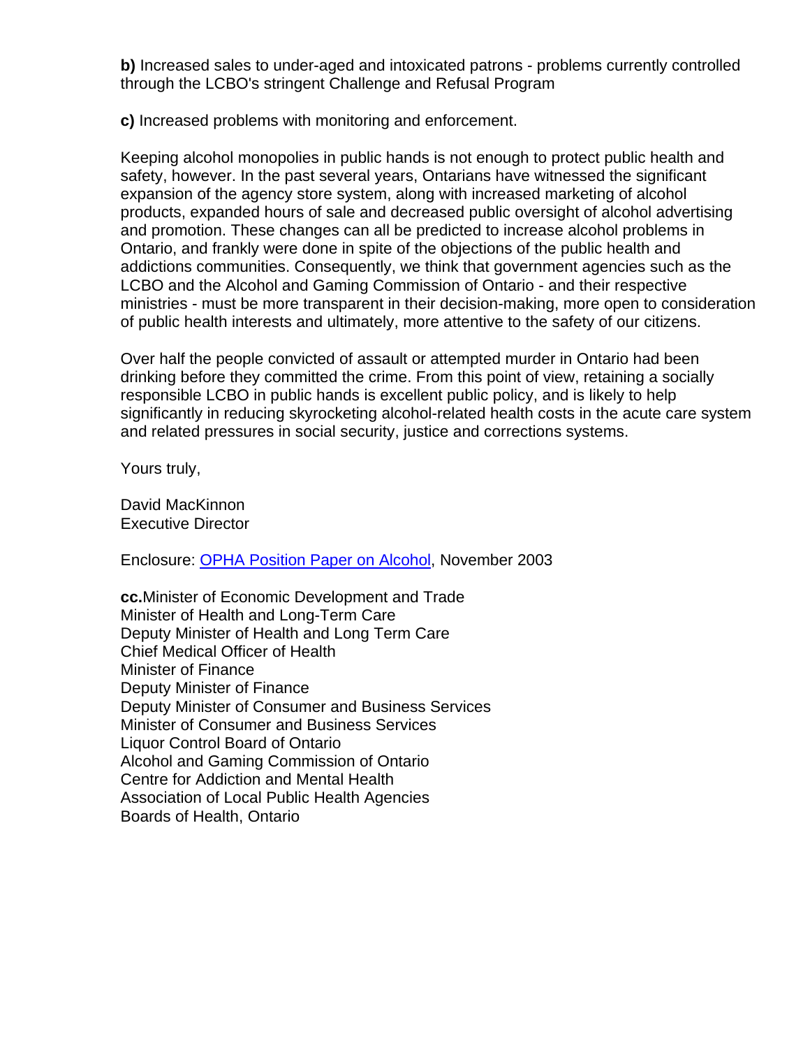**b)** Increased sales to under-aged and intoxicated patrons - problems currently controlled through the LCBO's stringent Challenge and Refusal Program

**c)** Increased problems with monitoring and enforcement.

Keeping alcohol monopolies in public hands is not enough to protect public health and safety, however. In the past several years, Ontarians have witnessed the significant expansion of the agency store system, along with increased marketing of alcohol products, expanded hours of sale and decreased public oversight of alcohol advertising and promotion. These changes can all be predicted to increase alcohol problems in Ontario, and frankly were done in spite of the objections of the public health and addictions communities. Consequently, we think that government agencies such as the LCBO and the Alcohol and Gaming Commission of Ontario - and their respective ministries - must be more transparent in their decision-making, more open to consideration of public health interests and ultimately, more attentive to the safety of our citizens.

Over half the people convicted of assault or attempted murder in Ontario had been drinking before they committed the crime. From this point of view, retaining a socially responsible LCBO in public hands is excellent public policy, and is likely to help significantly in reducing skyrocketing alcohol-related health costs in the acute care system and related pressures in social security, justice and corrections systems.

Yours truly,

David MacKinnon
Executive Director

Enclosure: OPHA Position Paper on Alcohol, November 2003

**cc.** Minister of Economic Development and Trade
Minister of Health and Long-Term Care
Deputy Minister of Health and Long Term Care
Chief Medical Officer of Health
Minister of Finance
Deputy Minister of Finance
Deputy Minister of Consumer and Business Services
Minister of Consumer and Business Services
Liquor Control Board of Ontario
Alcohol and Gaming Commission of Ontario
Centre for Addiction and Mental Health
Association of Local Public Health Agencies
Boards of Health, Ontario